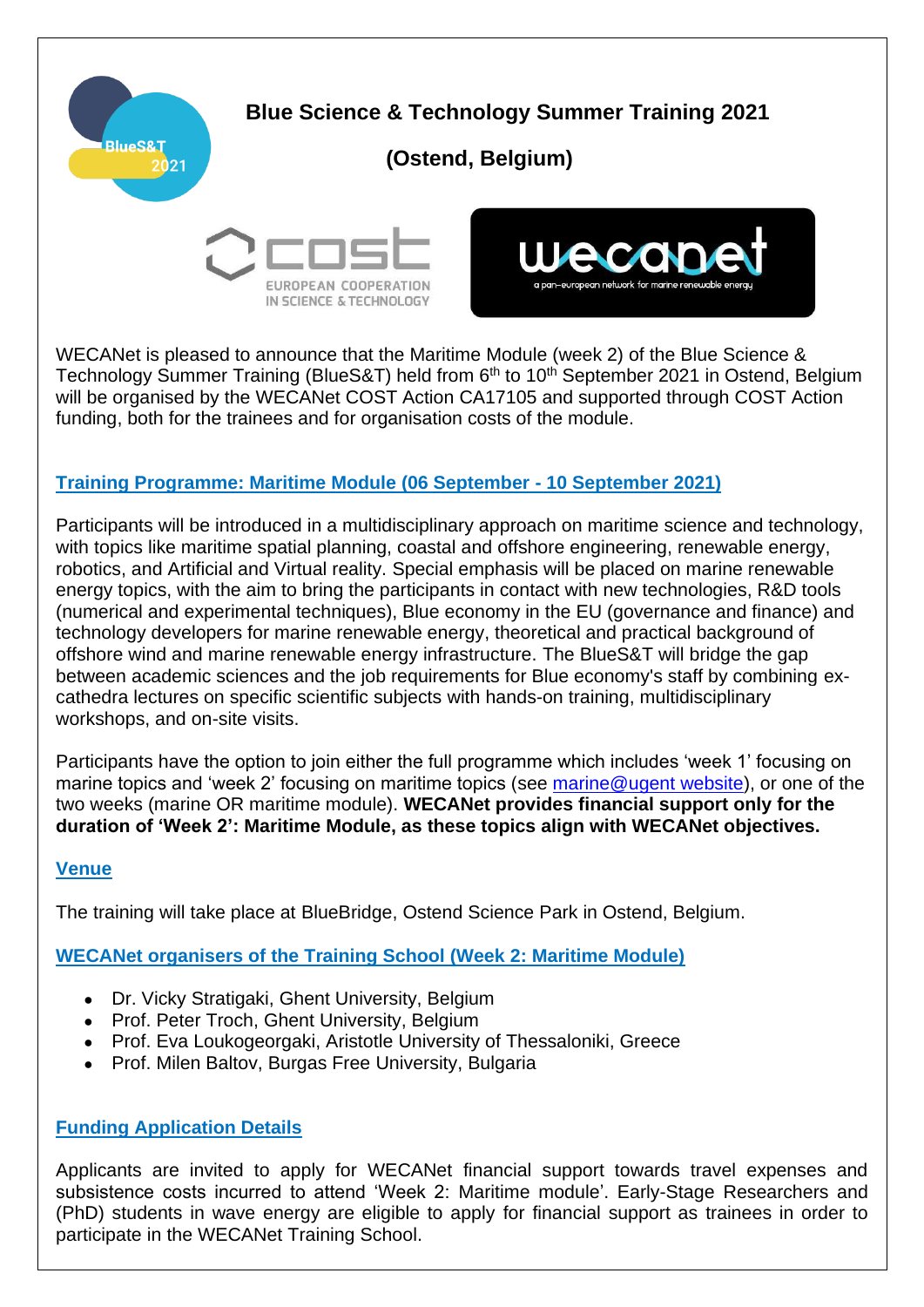# Blue Science & Technology Summer Training 2021

## (Ostend, Belgium)

WECANet is pleased to announce that the Maritime Module (week 2) of the Blue Science & Technology Summer Training (BlueS&T) held from 6th to 10th September 2021 in Ostend, Belgium will be organised by the WECANet COST Action CA17105 and supported through COST Action funding, both for the trainees and for organisation costs of the module.

## Training Programme: Maritime Module (06 September - 10 September 2021)

Participants will be introduced in a multidisciplinary approach on maritime science and technology, with topics like maritime spatial planning, coastal and offshore engineering, renewable energy, robotics, and Artificial and Virtual reality. Special emphasis will be placed on marine renewable energy topics, with the aim to bring the participants in contact with new technologies, R&D tools (numerical and experimental techniques), Blue economy in the EU (governance and finance) and technology developers for marine renewable energy, theoretical and practical background of offshore wind and marine renewable energy infrastructure. The BlueS&T will bridge the gap between academic sciences and the job requirements for Blue economy's staff by combining ex-cathedra lectures on specific scientific subjects with hands-on training, multidisciplinary workshops, and on-site visits.

Participants have the option to join either the full programme which includes 'week 1' focusing on marine topics and 'week 2' focusing on maritime topics (see marine@ugent website), or one of the two weeks (marine OR maritime module). **WECANet provides financial support only for the duration of 'Week 2': Maritime Module, as these topics align with WECANet objectives.**

## Venue

The training will take place at BlueBridge, Ostend Science Park in Ostend, Belgium.

## WECANet organisers of the Training School (Week 2: Maritime Module)

- Dr. Vicky Stratigaki, Ghent University, Belgium
- Prof. Peter Troch, Ghent University, Belgium
- Prof. Eva Loukogeorgaki, Aristotle University of Thessaloniki, Greece
- Prof. Milen Baltov, Burgas Free University, Bulgaria

## Funding Application Details

Applicants are invited to apply for WECANet financial support towards travel expenses and subsistence costs incurred to attend 'Week 2: Maritime module'. Early-Stage Researchers and (PhD) students in wave energy are eligible to apply for financial support as trainees in order to participate in the WECANet Training School.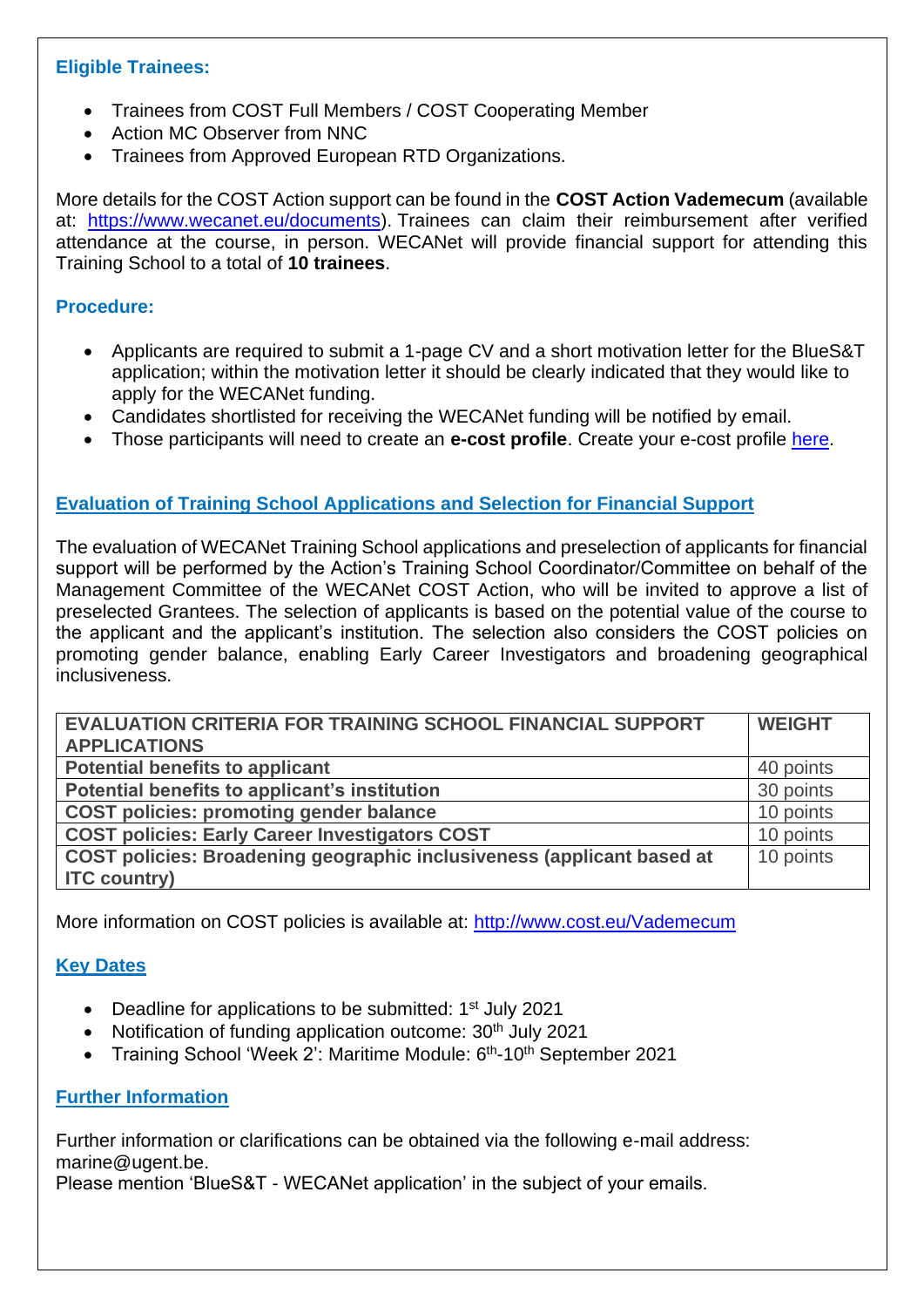### Eligible Trainees:

- Trainees from COST Full Members / COST Cooperating Member
- Action MC Observer from NNC
- Trainees from Approved European RTD Organizations.

More details for the COST Action support can be found in the **COST Action Vademecum** (available at: [https://www.wecanet.eu/documents](https://www.wecanet.eu/documents)). Trainees can claim their reimbursement after verified attendance at the course, in person. WECANet will provide financial support for attending this Training School to a total of **10 trainees**.

### Procedure:

- Applicants are required to submit a 1-page CV and a short motivation letter for the BlueS&T application; within the motivation letter it should be clearly indicated that they would like to apply for the WECANet funding.
- Candidates shortlisted for receiving the WECANet funding will be notified by email.
- Those participants will need to create an **e-cost profile**. Create your e-cost profile here.

### Evaluation of Training School Applications and Selection for Financial Support

The evaluation of WECANet Training School applications and preselection of applicants for financial support will be performed by the Action's Training School Coordinator/Committee on behalf of the Management Committee of the WECANet COST Action, who will be invited to approve a list of preselected Grantees. The selection of applicants is based on the potential value of the course to the applicant and the applicant's institution. The selection also considers the COST policies on promoting gender balance, enabling Early Career Investigators and broadening geographical inclusiveness.

| EVALUATION CRITERIA FOR TRAINING SCHOOL FINANCIAL SUPPORT APPLICATIONS | WEIGHT |
|---|---|
| **Potential benefits to applicant** | 40 points |
| **Potential benefits to applicant's institution** | 30 points |
| **COST policies: promoting gender balance** | 10 points |
| **COST policies: Early Career Investigators COST** | 10 points |
| **COST policies: Broadening geographic inclusiveness (applicant based at ITC country)** | 10 points |

More information on COST policies is available at: [http://www.cost.eu/Vademecum](http://www.cost.eu/Vademecum)

### Key Dates

- Deadline for applications to be submitted: 1st July 2021
- Notification of funding application outcome: 30th July 2021
- Training School 'Week 2': Maritime Module: 6th-10th September 2021

### Further Information

Further information or clarifications can be obtained via the following e-mail address: marine@ugent.be.
Please mention 'BlueS&T - WECANet application' in the subject of your emails.